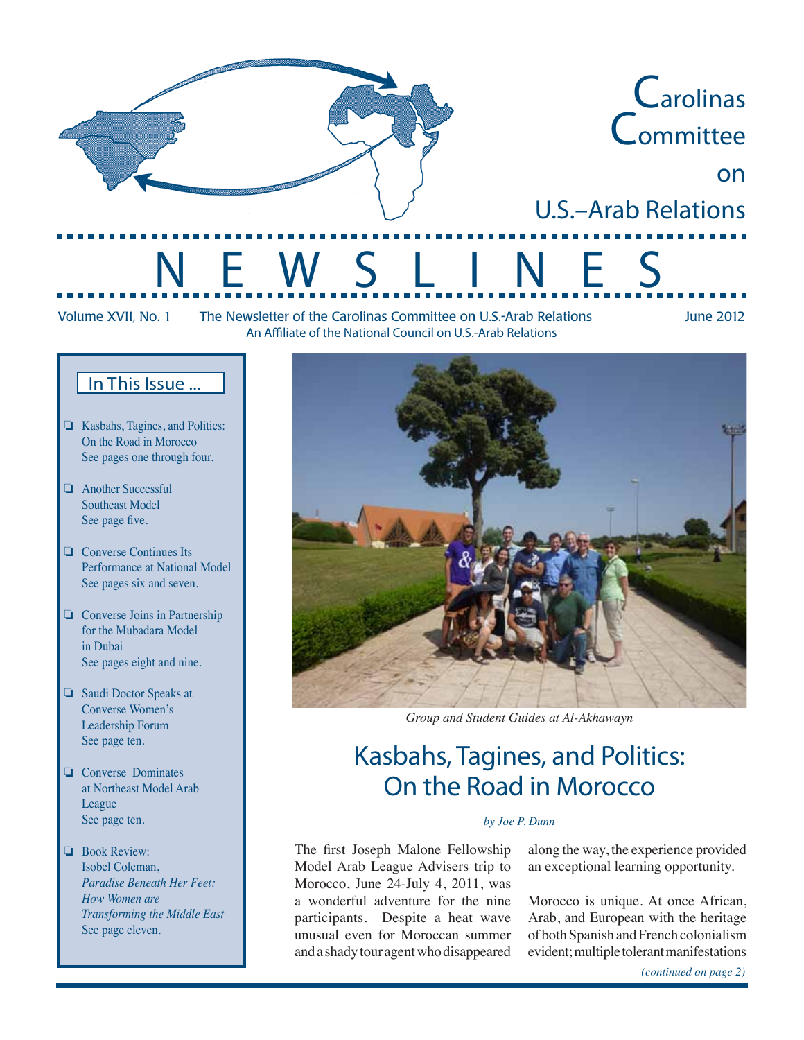# Carolinas Committee on U.S.–Arab Relations

# NEWSLINES

Volume XVII, No. 1 — The Newsletter of the Carolinas Committee on U.S.-Arab Relations — June 2012

An Affiliate of the National Council on U.S.-Arab Relations

**In This Issue ...**

- Kasbahs, Tagines, and Politics: On the Road in Morocco  
  See pages one through four.
- Another Successful Southeast Model  
  See page five.
- Converse Continues Its Performance at National Model  
  See pages six and seven.
- Converse Joins in Partnership for the Mubadara Model in Dubai  
  See pages eight and nine.
- Saudi Doctor Speaks at Converse Women's Leadership Forum  
  See page ten.
- Converse Dominates at Northeast Model Arab League  
  See page ten.
- Book Review: Isobel Coleman, *Paradise Beneath Her Feet: How Women are Transforming the Middle East*  
  See page eleven.

*Group and Student Guides at Al-Akhawayn*

## Kasbahs, Tagines, and Politics: On the Road in Morocco

*by Joe P. Dunn*

The first Joseph Malone Fellowship Model Arab League Advisers trip to Morocco, June 24-July 4, 2011, was a wonderful adventure for the nine participants. Despite a heat wave unusual even for Moroccan summer and a shady tour agent who disappeared along the way, the experience provided an exceptional learning opportunity.

Morocco is unique. At once African, Arab, and European with the heritage of both Spanish and French colonialism evident; multiple tolerant manifestations

*(continued on page 2)*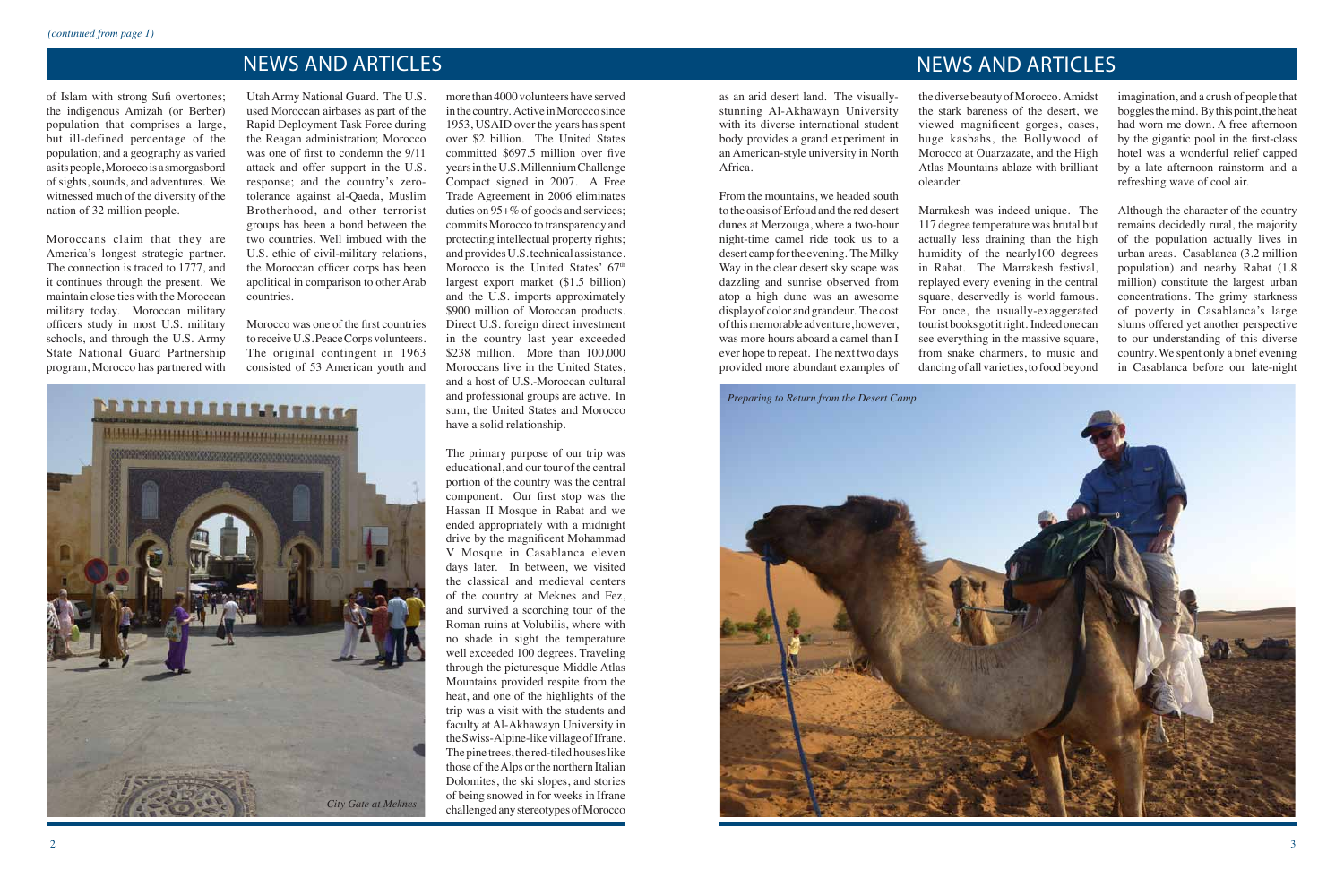*(continued from page 1)*

## NEWS AND ARTICLES

of Islam with strong Sufi overtones; the indigenous Amizah (or Berber) population that comprises a large, but ill-defined percentage of the population; and a geography as varied as its people, Morocco is a smorgasbord of sights, sounds, and adventures. We witnessed much of the diversity of the nation of 32 million people.

Moroccans claim that they are America's longest strategic partner. The connection is traced to 1777, and it continues through the present. We maintain close ties with the Moroccan military today. Moroccan military officers study in most U.S. military schools, and through the U.S. Army State National Guard Partnership program, Morocco has partnered with Utah Army National Guard. The U.S. used Moroccan airbases as part of the Rapid Deployment Task Force during the Reagan administration; Morocco was one of first to condemn the 9/11 attack and offer support in the U.S. response; and the country's zero-tolerance against al-Qaeda, Muslim Brotherhood, and other terrorist groups has been a bond between the two countries. Well imbued with the U.S. ethic of civil-military relations, the Moroccan officer corps has been apolitical in comparison to other Arab countries.

Morocco was one of the first countries to receive U.S. Peace Corps volunteers. The original contingent in 1963 consisted of 53 American youth and more than 4000 volunteers have served in the country. Active in Morocco since 1953, USAID over the years has spent over $2 billion. The United States committed $697.5 million over five years in the U.S. Millennium Challenge Compact signed in 2007. A Free Trade Agreement in 2006 eliminates duties on 95+% of goods and services; commits Morocco to transparency and protecting intellectual property rights; and provides U.S. technical assistance. Morocco is the United States' 67th largest export market ($1.5 billion) and the U.S. imports approximately $900 million of Moroccan products. Direct U.S. foreign direct investment in the country last year exceeded $238 million. More than 100,000 Moroccans live in the United States, and a host of U.S.-Moroccan cultural and professional groups are active. In sum, the United States and Morocco have a solid relationship.

*City Gate at Meknes*

The primary purpose of our trip was educational, and our tour of the central portion of the country was the central component. Our first stop was the Hassan II Mosque in Rabat and we ended appropriately with a midnight drive by the magnificent Mohammad V Mosque in Casablanca eleven days later. In between, we visited the classical and medieval centers of the country at Meknes and Fez, and survived a scorching tour of the Roman ruins at Volubilis, where with no shade in sight the temperature well exceeded 100 degrees. Traveling through the picturesque Middle Atlas Mountains provided respite from the heat, and one of the highlights of the trip was a visit with the students and faculty at Al-Akhawayn University in the Swiss-Alpine-like village of Ifrane. The pine trees, the red-tiled houses like those of the Alps or the northern Italian Dolomites, the ski slopes, and stories of being snowed in for weeks in Ifrane challenged any stereotypes of Morocco as an arid desert land. The visually-stunning Al-Akhawayn University with its diverse international student body provides a grand experiment in an American-style university in North Africa.

From the mountains, we headed south to the oasis of Erfoud and the red desert dunes at Merzouga, where a two-hour night-time camel ride took us to a desert camp for the evening. The Milky Way in the clear desert sky scape was dazzling and sunrise observed from atop a high dune was an awesome display of color and grandeur. The cost of this memorable adventure, however, was more hours aboard a camel than I ever hope to repeat. The next two days provided more abundant examples of the diverse beauty of Morocco. Amidst the stark bareness of the desert, we viewed magnificent gorges, oases, huge kasbahs, the Bollywood of Morocco at Ouarzazate, and the High Atlas Mountains ablaze with brilliant oleander.

Marrakesh was indeed unique. The 117 degree temperature was brutal but actually less draining than the high humidity of the nearly100 degrees in Rabat. The Marrakesh festival, replayed every evening in the central square, deservedly is world famous. For once, the usually-exaggerated tourist books got it right. Indeed one can see everything in the massive square, from snake charmers, to music and dancing of all varieties, to food beyond imagination, and a crush of people that boggles the mind. By this point, the heat had worn me down. A free afternoon by the gigantic pool in the first-class hotel was a wonderful relief capped by a late afternoon rainstorm and a refreshing wave of cool air.

Although the character of the country remains decidedly rural, the majority of the population actually lives in urban areas. Casablanca (3.2 million population) and nearby Rabat (1.8 million) constitute the largest urban concentrations. The grimy starkness of poverty in Casablanca's large slums offered yet another perspective to our understanding of this diverse country. We spent only a brief evening in Casablanca before our late-night

*Preparing to Return from the Desert Camp*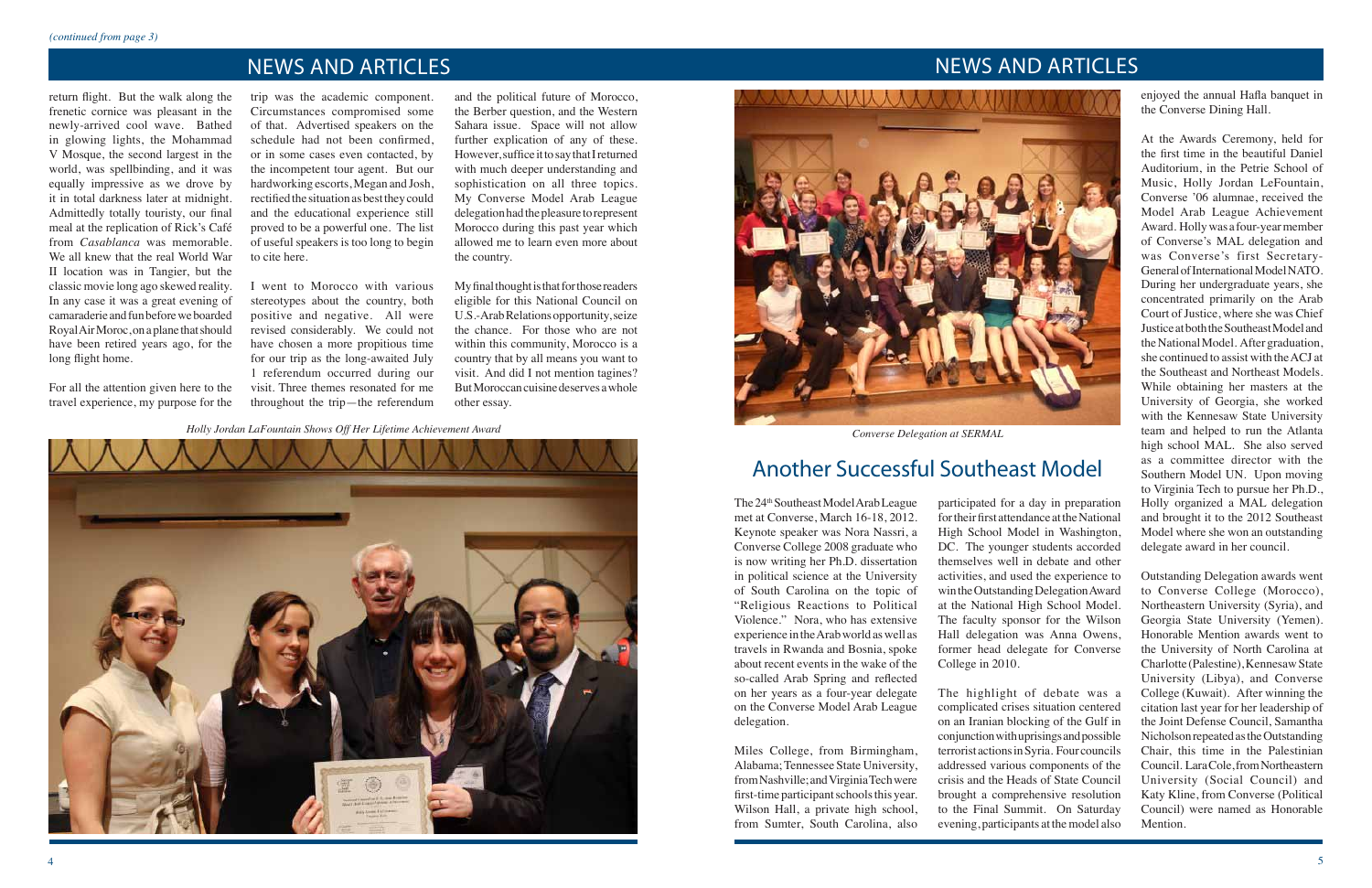*(continued from page 3)*

## NEWS AND ARTICLES

return flight. But the walk along the frenetic cornice was pleasant in the newly-arrived cool wave. Bathed in glowing lights, the Mohammad V Mosque, the second largest in the world, was spellbinding, and it was equally impressive as we drove by it in total darkness later at midnight. Admittedly totally touristy, our final meal at the replication of Rick's Café from *Casablanca* was memorable. We all knew that the real World War II location was in Tangier, but the classic movie long ago skewed reality. In any case it was a great evening of camaraderie and fun before we boarded Royal Air Moroc, on a plane that should have been retired years ago, for the long flight home.

For all the attention given here to the travel experience, my purpose for the trip was the academic component. Circumstances compromised some of that. Advertised speakers on the schedule had not been confirmed, or in some cases even contacted, by the incompetent tour agent. But our hardworking escorts, Megan and Josh, rectified the situation as best they could and the educational experience still proved to be a powerful one. The list of useful speakers is too long to begin to cite here.

I went to Morocco with various stereotypes about the country, both positive and negative. All were revised considerably. We could not have chosen a more propitious time for our trip as the long-awaited July 1 referendum occurred during our visit. Three themes resonated for me throughout the trip—the referendum and the political future of Morocco, the Berber question, and the Western Sahara issue. Space will not allow further explication of any of these. However, suffice it to say that I returned with much deeper understanding and sophistication on all three topics. My Converse Model Arab League delegation had the pleasure to represent Morocco during this past year which allowed me to learn even more about the country.

My final thought is that for those readers eligible for this National Council on U.S.-Arab Relations opportunity, seize the chance. For those who are not within this community, Morocco is a country that by all means you want to visit. And did I not mention tagines? But Moroccan cuisine deserves a whole other essay.

*Holly Jordan LaFountain Shows Off Her Lifetime Achievement Award*

*Converse Delegation at SERMAL*

## Another Successful Southeast Model

The 24th Southeast Model Arab League met at Converse, March 16-18, 2012. Keynote speaker was Nora Nassri, a Converse College 2008 graduate who is now writing her Ph.D. dissertation in political science at the University of South Carolina on the topic of "Religious Reactions to Political Violence." Nora, who has extensive experience in the Arab world as well as travels in Rwanda and Bosnia, spoke about recent events in the wake of the so-called Arab Spring and reflected on her years as a four-year delegate on the Converse Model Arab League delegation.

Miles College, from Birmingham, Alabama; Tennessee State University, from Nashville; and Virginia Tech were first-time participant schools this year. Wilson Hall, a private high school, from Sumter, South Carolina, also participated for a day in preparation for their first attendance at the National High School Model in Washington, DC. The younger students accorded themselves well in debate and other activities, and used the experience to win the Outstanding Delegation Award at the National High School Model. The faculty sponsor for the Wilson Hall delegation was Anna Owens, former head delegate for Converse College in 2010.

The highlight of debate was a complicated crises situation centered on an Iranian blocking of the Gulf in conjunction with uprisings and possible terrorist actions in Syria. Four councils addressed various components of the crisis and the Heads of State Council brought a comprehensive resolution to the Final Summit. On Saturday evening, participants at the model also enjoyed the annual Hafla banquet in the Converse Dining Hall.

At the Awards Ceremony, held for the first time in the beautiful Daniel Auditorium, in the Petrie School of Music, Holly Jordan LeFountain, Converse '06 alumnae, received the Model Arab League Achievement Award. Holly was a four-year member of Converse's MAL delegation and was Converse's first Secretary-General of International Model NATO. During her undergraduate years, she concentrated primarily on the Arab Court of Justice, where she was Chief Justice at both the Southeast Model and the National Model. After graduation, she continued to assist with the ACJ at the Southeast and Northeast Models. While obtaining her masters at the University of Georgia, she worked with the Kennesaw State University team and helped to run the Atlanta high school MAL. She also served as a committee director with the Southern Model UN. Upon moving to Virginia Tech to pursue her Ph.D., Holly organized a MAL delegation and brought it to the 2012 Southeast Model where she won an outstanding delegate award in her council.

Outstanding Delegation awards went to Converse College (Morocco), Northeastern University (Syria), and Georgia State University (Yemen). Honorable Mention awards went to the University of North Carolina at Charlotte (Palestine), Kennesaw State University (Libya), and Converse College (Kuwait). After winning the citation last year for her leadership of the Joint Defense Council, Samantha Nicholson repeated as the Outstanding Chair, this time in the Palestinian Council. Lara Cole, from Northeastern University (Social Council) and Katy Kline, from Converse (Political Council) were named as Honorable Mention.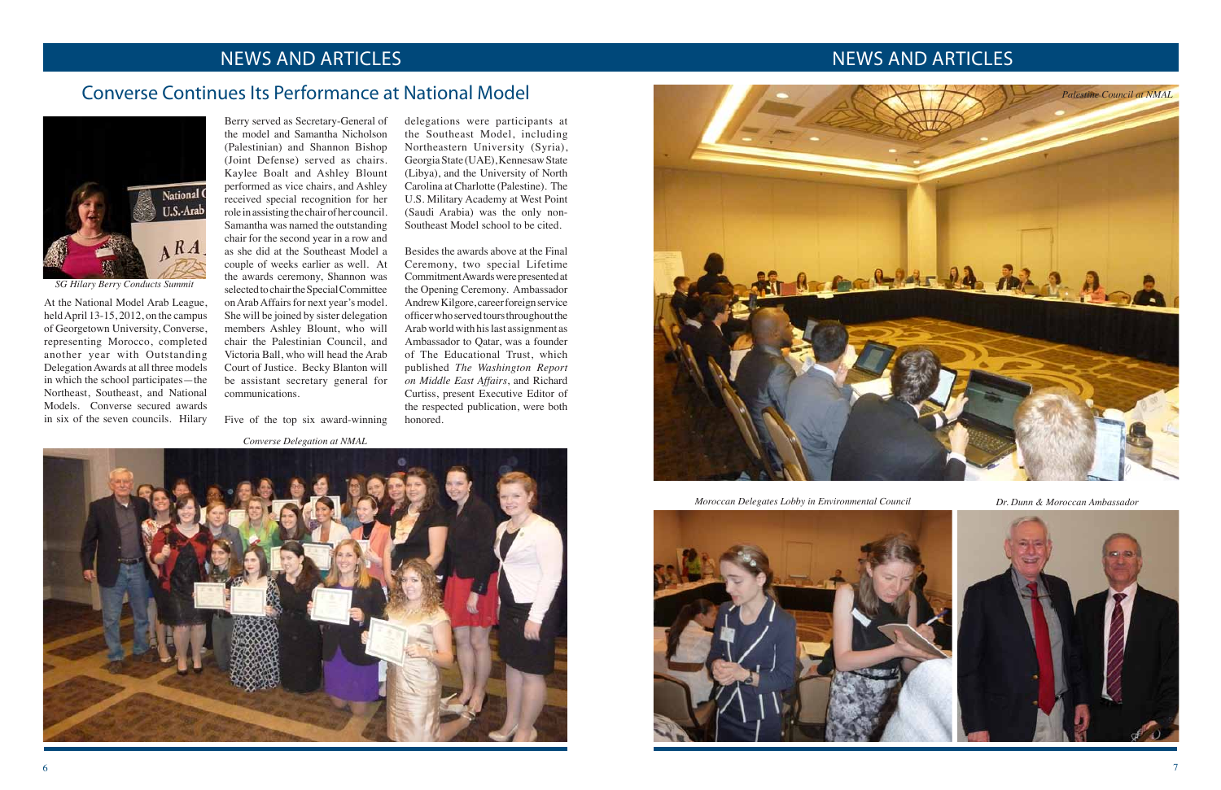## NEWS AND ARTICLES

# Converse Continues Its Performance at National Model

*SG Hilary Berry Conducts Summit*

At the National Model Arab League, held April 13-15, 2012, on the campus of Georgetown University, Converse, representing Morocco, completed another year with Outstanding Delegation Awards at all three models in which the school participates—the Northeast, Southeast, and National Models. Converse secured awards in six of the seven councils. Hilary Berry served as Secretary-General of the model and Samantha Nicholson (Palestinian) and Shannon Bishop (Joint Defense) served as chairs. Kaylee Boalt and Ashley Blount performed as vice chairs, and Ashley received special recognition for her role in assisting the chair of her council. Samantha was named the outstanding chair for the second year in a row and as she did at the Southeast Model a couple of weeks earlier as well. At the awards ceremony, Shannon was selected to chair the Special Committee on Arab Affairs for next year's model. She will be joined by sister delegation members Ashley Blount, who will chair the Palestinian Council, and Victoria Ball, who will head the Arab Court of Justice. Becky Blanton will be assistant secretary general for communications.

Five of the top six award-winning delegations were participants at the Southeast Model, including Northeastern University (Syria), Georgia State (UAE), Kennesaw State (Libya), and the University of North Carolina at Charlotte (Palestine). The U.S. Military Academy at West Point (Saudi Arabia) was the only non-Southeast Model school to be cited.

Besides the awards above at the Final Ceremony, two special Lifetime Commitment Awards were presented at the Opening Ceremony. Ambassador Andrew Kilgore, career foreign service officer who served tours throughout the Arab world with his last assignment as Ambassador to Qatar, was a founder of The Educational Trust, which published *The Washington Report on Middle East Affairs*, and Richard Curtiss, present Executive Editor of the respected publication, were both honored.

*Converse Delegation at NMAL*

## NEWS AND ARTICLES

*Palestine Council at NMAL*

*Moroccan Delegates Lobby in Environmental Council*

*Dr. Dunn & Moroccan Ambassador*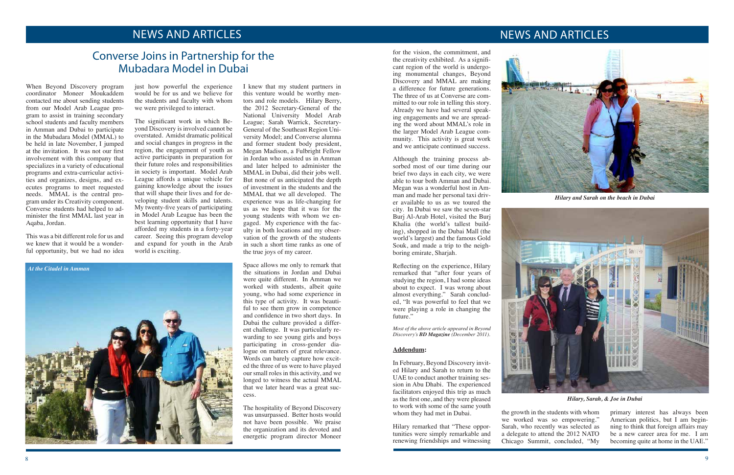# Converse Joins in Partnership for the Mubadara Model in Dubai

When Beyond Discovery program coordinator Moneer Moukaddem contacted me about sending students from our Model Arab League program to assist in training secondary school students and faculty members in Amman and Dubai to participate in the Mubadara Model (MMAL) to be held in late November, I jumped at the invitation. It was not our first involvement with this company that specializes in a variety of educational programs and extra-curricular activities and organizes, designs, and executes programs to meet requested needs. MMAL is the central program under its Creativity component. Converse students had helped to administer the first MMAL last year in Aqaba, Jordan.

This was a bit different role for us and we knew that it would be a wonderful opportunity, but we had no idea just how powerful the experience would be for us and we believe for the students and faculty with whom we were privileged to interact.

The significant work in which Beyond Discovery is involved cannot be overstated. Amidst dramatic political and social changes in progress in the region, the engagement of youth as active participants in preparation for their future roles and responsibilities in society is important. Model Arab League affords a unique vehicle for gaining knowledge about the issues that will shape their lives and for developing student skills and talents. My twenty-five years of participating in Model Arab League has been the best learning opportunity that I have afforded my students in a forty-year career. Seeing this program develop and expand for youth in the Arab world is exciting.

*At the Citadel in Amman*

I knew that my student partners in this venture would be worthy mentors and role models. Hilary Berry, the 2012 Secretary-General of the National University Model Arab League; Sarah Warrick, Secretary-General of the Southeast Region University Model; and Converse alumna and former student body president, Megan Madison, a Fulbright Fellow in Jordan who assisted us in Amman and later helped to administer the MMAL in Dubai, did their jobs well. But none of us anticipated the depth of investment in the students and the MMAL that we all developed. The experience was as life-changing for us as we hope that it was for the young students with whom we engaged. My experience with the faculty in both locations and my observation of the growth of the students in such a short time ranks as one of the true joys of my career.

Space allows me only to remark that the situations in Jordan and Dubai were quite different. In Amman we worked with students, albeit quite young, who had some experience in this type of activity. It was beautiful to see them grow in competence and confidence in two short days. In Dubai the culture provided a different challenge. It was particularly rewarding to see young girls and boys participating in cross-gender dialogue on matters of great relevance. Words can barely capture how excited the three of us were to have played our small roles in this activity, and we longed to witness the actual MMAL that we later heard was a great success.

The hospitality of Beyond Discovery was unsurpassed. Better hosts would not have been possible. We praise the organization and its devoted and energetic program director Moneer for the vision, the commitment, and the creativity exhibited. As a significant region of the world is undergoing monumental changes, Beyond Discovery and MMAL are making a difference for future generations. The three of us at Converse are committed to our role in telling this story. Already we have had several speaking engagements and we are spreading the word about MMAL's role in the larger Model Arab League community. This activity is great work and we anticipate continued success.

Although the training process absorbed most of our time during our brief two days in each city, we were able to tour both Amman and Dubai. Megan was a wonderful host in Amman and made her personal taxi driver available to us as we toured the city. In Dubai we saw the seven-star Burj Al-Arab Hotel, visited the Burj Khalia (the world's tallest building), shopped in the Dubai Mall (the world's largest) and the famous Gold Souk, and made a trip to the neighboring emirate, Sharjah.

Reflecting on the experience, Hilary remarked that "after four years of studying the region, I had some ideas about to expect. I was wrong about almost everything." Sarah concluded, "It was powerful to feel that we were playing a role in changing the future."

*Most of the above article appeared in Beyond Discovery's* ***BD Magazine*** *(December 2011).*

**Addendum:**

In February, Beyond Discovery invited Hilary and Sarah to return to the UAE to conduct another training session in Abu Dhabi. The experienced facilitators enjoyed this trip as much as the first one, and they were pleased to work with some of the same youth whom they had met in Dubai.

Hilary remarked that "These opportunities were simply remarkable and renewing friendships and witnessing the growth in the students with whom we worked was so empowering." Sarah, who recently was selected as a delegate to attend the 2012 NATO Chicago Summit, concluded, "My primary interest has always been American politics, but I am beginning to think that foreign affairs may be a new career area for me. I am becoming quite at home in the UAE."

*Hilary and Sarah on the beach in Dubai*

*Hilary, Sarah, & Joe in Dubai*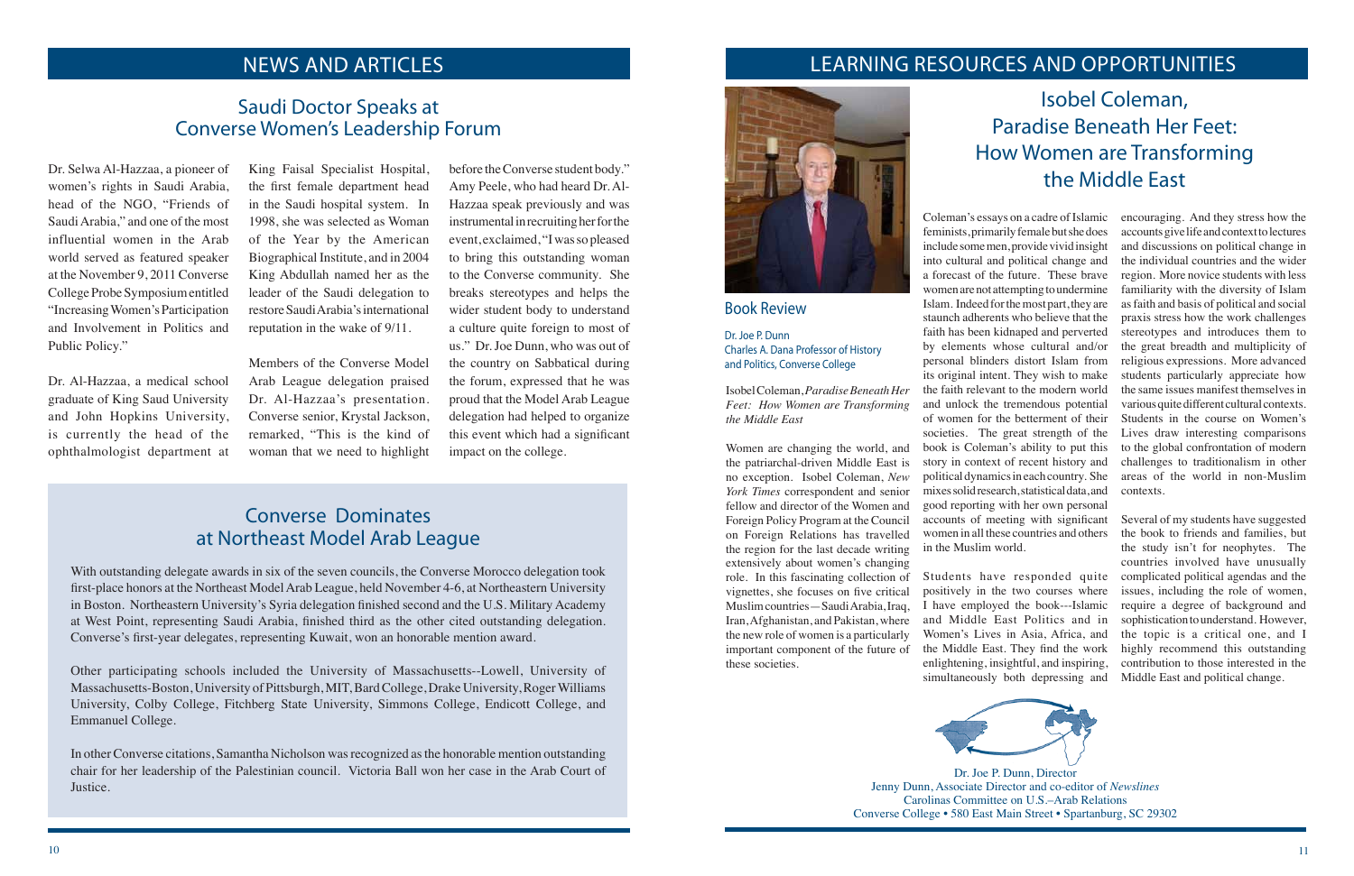# NEWS AND ARTICLES

## Saudi Doctor Speaks at Converse Women's Leadership Forum

Dr. Selwa Al-Hazzaa, a pioneer of women's rights in Saudi Arabia, head of the NGO, "Friends of Saudi Arabia," and one of the most influential women in the Arab world served as featured speaker at the November 9, 2011 Converse College Probe Symposium entitled "Increasing Women's Participation and Involvement in Politics and Public Policy."

Dr. Al-Hazzaa, a medical school graduate of King Saud University and John Hopkins University, is currently the head of the ophthalmologist department at King Faisal Specialist Hospital, the first female department head in the Saudi hospital system. In 1998, she was selected as Woman of the Year by the American Biographical Institute, and in 2004 King Abdullah named her as the leader of the Saudi delegation to restore Saudi Arabia's international reputation in the wake of 9/11.

Members of the Converse Model Arab League delegation praised Dr. Al-Hazzaa's presentation. Converse senior, Krystal Jackson, remarked, "This is the kind of woman that we need to highlight before the Converse student body." Amy Peele, who had heard Dr. Al-Hazzaa speak previously and was instrumental in recruiting her for the event, exclaimed, "I was so pleased to bring this outstanding woman to the Converse community. She breaks stereotypes and helps the wider student body to understand a culture quite foreign to most of us." Dr. Joe Dunn, who was out of the country on Sabbatical during the forum, expressed that he was proud that the Model Arab League delegation had helped to organize this event which had a significant impact on the college.

## Converse Dominates at Northeast Model Arab League

With outstanding delegate awards in six of the seven councils, the Converse Morocco delegation took first-place honors at the Northeast Model Arab League, held November 4-6, at Northeastern University in Boston. Northeastern University's Syria delegation finished second and the U.S. Military Academy at West Point, representing Saudi Arabia, finished third as the other cited outstanding delegation. Converse's first-year delegates, representing Kuwait, won an honorable mention award.

Other participating schools included the University of Massachusetts--Lowell, University of Massachusetts-Boston, University of Pittsburgh, MIT, Bard College, Drake University, Roger Williams University, Colby College, Fitchburg State University, Simmons College, Endicott College, and Emmanuel College.

In other Converse citations, Samantha Nicholson was recognized as the honorable mention outstanding chair for her leadership of the Palestinian council. Victoria Ball won her case in the Arab Court of Justice.

# LEARNING RESOURCES AND OPPORTUNITIES

## Isobel Coleman, Paradise Beneath Her Feet: How Women are Transforming the Middle East

### Book Review

Dr. Joe P. Dunn
Charles A. Dana Professor of History and Politics, Converse College

Isobel Coleman, *Paradise Beneath Her Feet: How Women are Transforming the Middle East*

Women are changing the world, and the patriarchal-driven Middle East is no exception. Isobel Coleman, *New York Times* correspondent and senior fellow and director of the Women and Foreign Policy Program at the Council on Foreign Relations has travelled the region for the last decade writing extensively about women's changing role. In this fascinating collection of vignettes, she focuses on five critical Muslim countries—Saudi Arabia, Iraq, Iran, Afghanistan, and Pakistan, where the new role of women is a particularly important component of the future of these societies.

Coleman's essays on a cadre of Islamic feminists, primarily female but she does include some men, provide vivid insight into cultural and political change and a forecast of the future. These brave women are not attempting to undermine Islam. Indeed for the most part, they are staunch adherents who believe that the faith has been kidnaped and perverted by elements whose cultural and/or personal blinders distort Islam from its original intent. They wish to make the faith relevant to the modern world and unlock the tremendous potential of women for the betterment of their societies. The great strength of the book is Coleman's ability to put this story in context of recent history and political dynamics in each country. She mixes solid research, statistical data, and good reporting with her own personal accounts of meeting with significant women in all these countries and others in the Muslim world.

Students have responded quite positively in the two courses where I have employed the book---Islamic and Middle East Politics and in Women's Lives in Asia, Africa, and the Middle East. They find the work enlightening, insightful, and inspiring, simultaneously both depressing and encouraging. And they stress how the accounts give life and context to lectures and discussions on political change in the individual countries and the wider region. More novice students with less familiarity with the diversity of Islam as faith and basis of political and social praxis stress how the work challenges stereotypes and introduces them to the great breadth and multiplicity of religious expressions. More advanced students particularly appreciate how the same issues manifest themselves in various quite different cultural contexts. Students in the course on Women's Lives draw interesting comparisons to the global confrontation of modern challenges to traditionalism in other areas of the world in non-Muslim contexts.

Several of my students have suggested the book to friends and families, but the study isn't for neophytes. The countries involved have unusually complicated political agendas and the issues, including the role of women, require a degree of background and sophistication to understand. However, the topic is a critical one, and I highly recommend this outstanding contribution to those interested in the Middle East and political change.

Dr. Joe P. Dunn, Director
Jenny Dunn, Associate Director and co-editor of *Newslines*
Carolinas Committee on U.S.–Arab Relations
Converse College • 580 East Main Street • Spartanburg, SC 29302